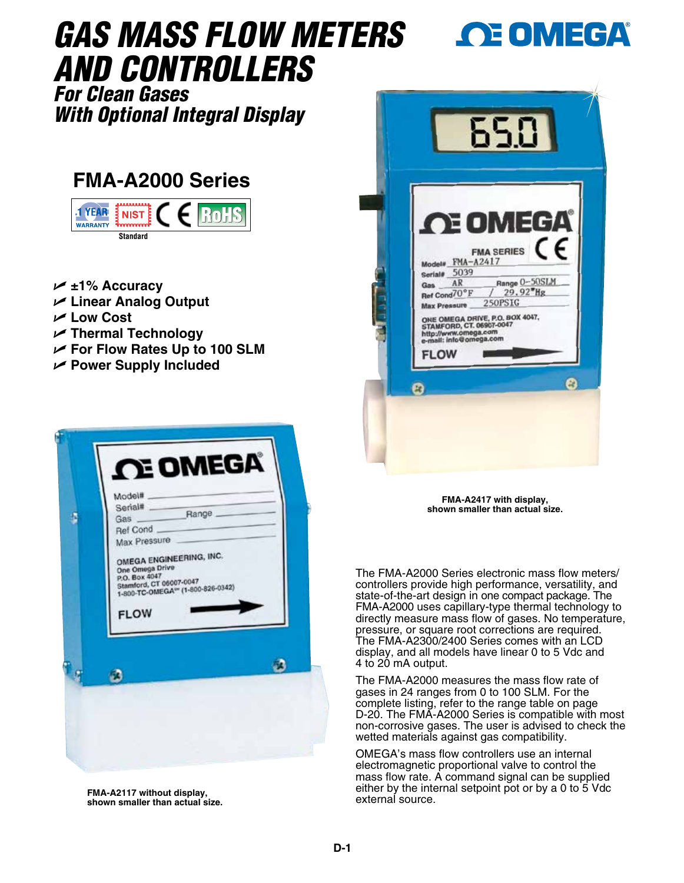# GAS MASS FLOW METERS AND CONTROLLERS

## *For Clean Gases With Optional Integral Display*

## FMA-A2000 Series

1 YEAR WARRANTY | NIST | CE | RoHS

Standard

- ±1% Accuracy
- Linear Analog Output
- Low Cost
- Thermal Technology
- For Flow Rates Up to 100 SLM
- Power Supply Included

**FMA-A2417 with display, shown smaller than actual size.**

**FMA-A2117 without display, shown smaller than actual size.**

The FMA-A2000 Series electronic mass flow meters/controllers provide high performance, versatility, and state-of-the-art design in one compact package. The FMA-A2000 uses capillary-type thermal technology to directly measure mass flow of gases. No temperature, pressure, or square root corrections are required. The FMA-A2300/2400 Series comes with an LCD display, and all models have linear 0 to 5 Vdc and 4 to 20 mA output.

The FMA-A2000 measures the mass flow rate of gases in 24 ranges from 0 to 100 SLM. For the complete listing, refer to the range table on page D-20. The FMA-A2000 Series is compatible with most non-corrosive gases. The user is advised to check the wetted materials against gas compatibility.

OMEGA's mass flow controllers use an internal electromagnetic proportional valve to control the mass flow rate. A command signal can be supplied either by the internal setpoint pot or by a 0 to 5 Vdc external source.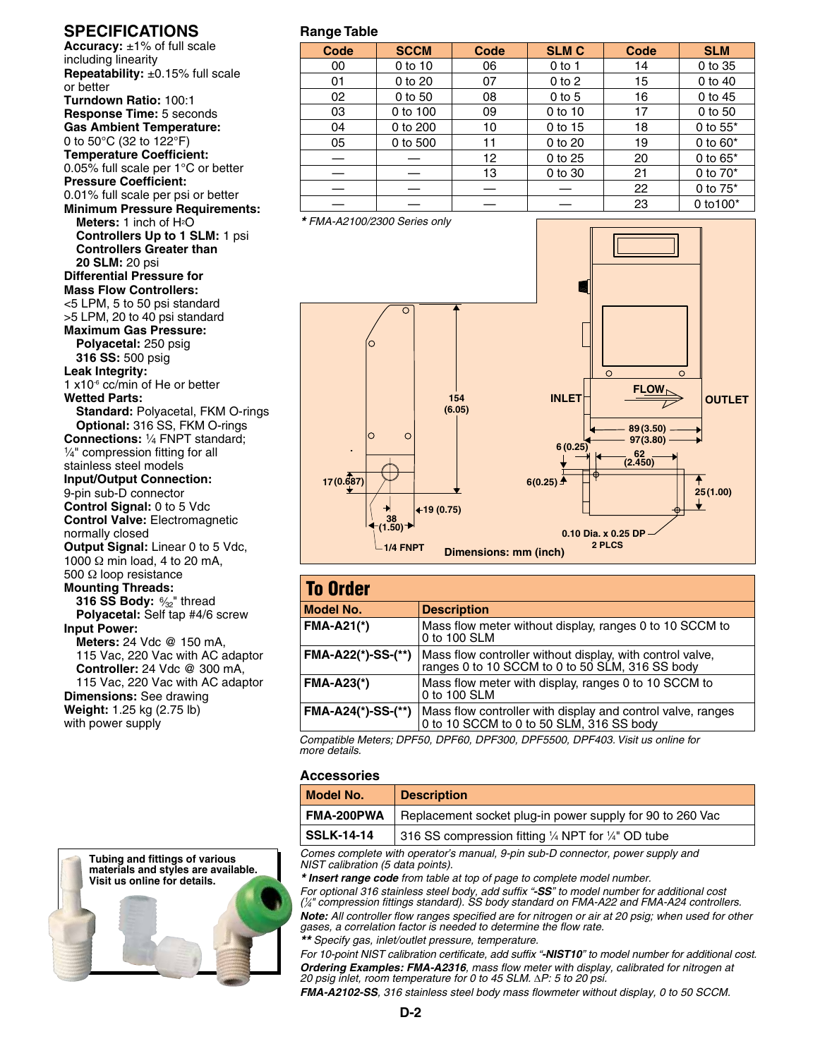## SPECIFICATIONS

**Accuracy:** ±1% of full scale including linearity
**Repeatability:** ±0.15% full scale or better
**Turndown Ratio:** 100:1
**Response Time:** 5 seconds
**Gas Ambient Temperature:** 0 to 50°C (32 to 122°F)
**Temperature Coefficient:** 0.05% full scale per 1°C or better
**Pressure Coefficient:** 0.01% full scale per psi or better
**Minimum Pressure Requirements:**
**Meters:** 1 inch of $H_2O$
**Controllers Up to 1 SLM:** 1 psi
**Controllers Greater than 20 SLM:** 20 psi
**Differential Pressure for Mass Flow Controllers:**
<5 LPM, 5 to 50 psi standard
>5 LPM, 20 to 40 psi standard
**Maximum Gas Pressure:**
**Polyacetal:** 250 psig
**316 SS:** 500 psig
**Leak Integrity:** 1 x$10^{-6}$ cc/min of He or better
**Wetted Parts:**
**Standard:** Polyacetal, FKM O-rings
**Optional:** 316 SS, FKM O-rings
**Connections:** ¼ FNPT standard; ¼" compression fitting for all stainless steel models
**Input/Output Connection:** 9-pin sub-D connector
**Control Signal:** 0 to 5 Vdc
**Control Valve:** Electromagnetic normally closed
**Output Signal:** Linear 0 to 5 Vdc, 1000 Ω min load, 4 to 20 mA, 500 Ω loop resistance
**Mounting Threads:**
**316 SS Body:** 6⁄32" thread
**Polyacetal:** Self tap #4/6 screw
**Input Power:**
**Meters:** 24 Vdc @ 150 mA, 115 Vac, 220 Vac with AC adaptor
**Controller:** 24 Vdc @ 300 mA, 115 Vac, 220 Vac with AC adaptor
**Dimensions:** See drawing
**Weight:** 1.25 kg (2.75 lb) with power supply

### Range Table

| Code | SCCM | Code | SLM C | Code | SLM |
|---|---|---|---|---|---|
| 00 | 0 to 10 | 06 | 0 to 1 | 14 | 0 to 35 |
| 01 | 0 to 20 | 07 | 0 to 2 | 15 | 0 to 40 |
| 02 | 0 to 50 | 08 | 0 to 5 | 16 | 0 to 45 |
| 03 | 0 to 100 | 09 | 0 to 10 | 17 | 0 to 50 |
| 04 | 0 to 200 | 10 | 0 to 15 | 18 | 0 to 55* |
| 05 | 0 to 500 | 11 | 0 to 20 | 19 | 0 to 60* |
| — | — | 12 | 0 to 25 | 20 | 0 to 65* |
| — | — | 13 | 0 to 30 | 21 | 0 to 70* |
| — | — | — | — | 22 | 0 to 75* |
| — | — | — | — | 23 | 0 to100* |

*** FMA-A2100/2300 Series only*

154 (6.05)
INLET
FLOW
OUTLET
89 (3.50)
97 (3.80)
6 (0.25)
62 (2.450)
17 (0.687)
6 (0.25)
25 (1.00)
19 (0.75)
38 (1.50)
1/4 FNPT
0.10 Dia. x 0.25 DP 2 PLCS
Dimensions: mm (inch)

## To Order

| Model No. | Description |
|---|---|
| **FMA-A21(*)** | Mass flow meter without display, ranges 0 to 10 SCCM to 0 to 100 SLM |
| **FMA-A22(*)-SS-(**)** | Mass flow controller without display, with control valve, ranges 0 to 10 SCCM to 0 to 50 SLM, 316 SS body |
| **FMA-A23(*)** | Mass flow meter with display, ranges 0 to 10 SCCM to 0 to 100 SLM |
| **FMA-A24(*)-SS-(**)** | Mass flow controller with display and control valve, ranges 0 to 10 SCCM to 0 to 50 SLM, 316 SS body |

*Compatible Meters; DPF50, DPF60, DPF300, DPF5500, DPF403. Visit us online for more details.*

### Accessories

| Model No. | Description |
|---|---|
| **FMA-200PWA** | Replacement socket plug-in power supply for 90 to 260 Vac |
| **SSLK-14-14** | 316 SS compression fitting ¼ NPT for ¼" OD tube |

*Comes complete with operator's manual, 9-pin sub-D connector, power supply and NIST calibration (5 data points).*

*** Insert range code** from table at top of page to complete model number.*

*For optional 316 stainless steel body, add suffix "**-SS**" to model number for additional cost (¼" compression fittings standard). SS body standard on FMA-A22 and FMA-A24 controllers.*

***Note:** All controller flow ranges specified are for nitrogen or air at 20 psig; when used for other gases, a correlation factor is needed to determine the flow rate.*

*** Specify gas, inlet/outlet pressure, temperature.*

*For 10-point NIST calibration certificate, add suffix "**-NIST10**" to model number for additional cost.*

***Ordering Examples: FMA-A2316**, mass flow meter with display, calibrated for nitrogen at 20 psig inlet, room temperature for 0 to 45 SLM. ΔP: 5 to 20 psi.*

***FMA-A2102-SS**, 316 stainless steel body mass flowmeter without display, 0 to 50 SCCM.*

**Tubing and fittings of various materials and styles are available. Visit us online for details.**